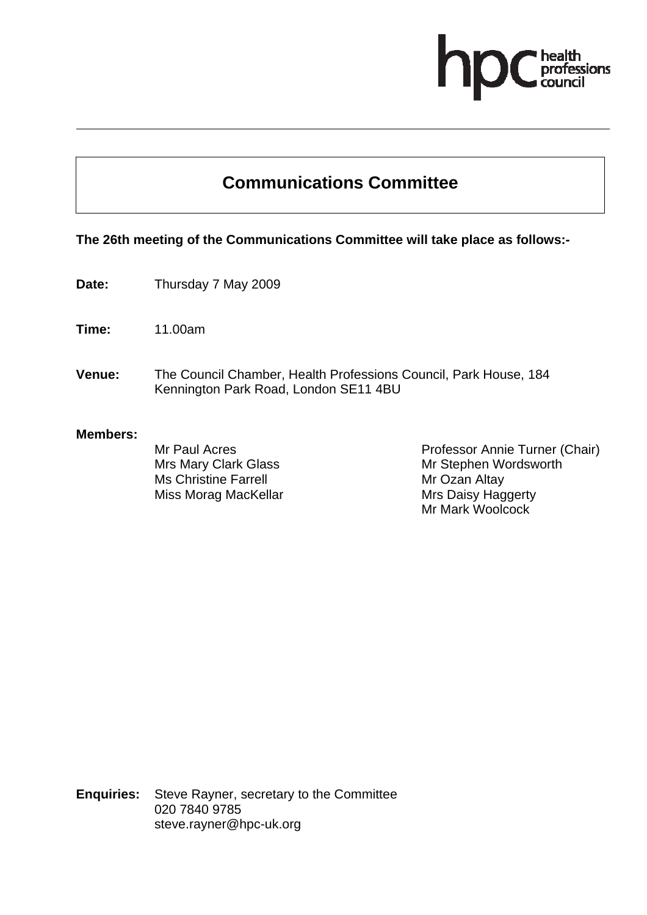hpc health professions council

# Communications Committee

**The 26th meeting of the Communications Committee will take place as follows:-**

**Date:** Thursday 7 May 2009

**Time:** 11.00am

**Venue:** The Council Chamber, Health Professions Council, Park House, 184 Kennington Park Road, London SE11 4BU

**Members:**

Mr Paul Acres
Mrs Mary Clark Glass
Ms Christine Farrell
Miss Morag MacKellar
Professor Annie Turner (Chair)
Mr Stephen Wordsworth
Mr Ozan Altay
Mrs Daisy Haggerty
Mr Mark Woolcock

**Enquiries:** Steve Rayner, secretary to the Committee
020 7840 9785
steve.rayner@hpc-uk.org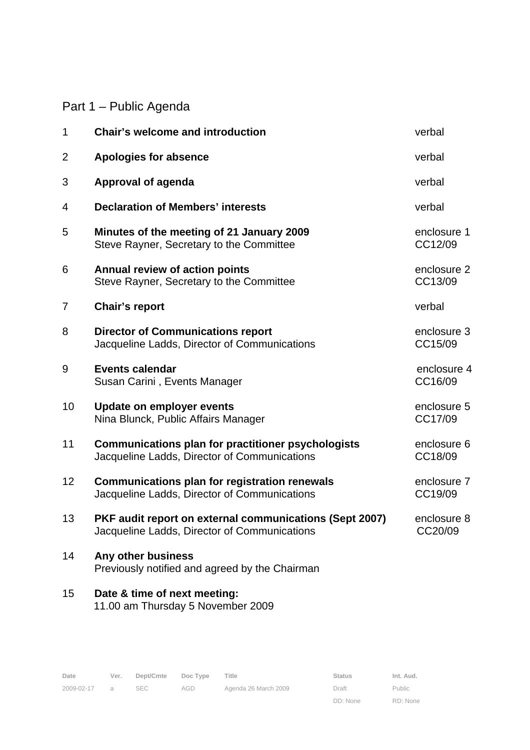## Part 1 – Public Agenda

| | | |
|---|---|---|
| 1 | **Chair's welcome and introduction** | verbal |
| 2 | **Apologies for absence** | verbal |
| 3 | **Approval of agenda** | verbal |
| 4 | **Declaration of Members' interests** | verbal |
| 5 | **Minutes of the meeting of 21 January 2009**<br>Steve Rayner, Secretary to the Committee | enclosure 1<br>CC12/09 |
| 6 | **Annual review of action points**<br>Steve Rayner, Secretary to the Committee | enclosure 2<br>CC13/09 |
| 7 | **Chair's report** | verbal |
| 8 | **Director of Communications report**<br>Jacqueline Ladds, Director of Communications | enclosure 3<br>CC15/09 |
| 9 | **Events calendar**<br>Susan Carini , Events Manager | enclosure 4<br>CC16/09 |
| 10 | **Update on employer events**<br>Nina Blunck, Public Affairs Manager | enclosure 5<br>CC17/09 |
| 11 | **Communications plan for practitioner psychologists**<br>Jacqueline Ladds, Director of Communications | enclosure 6<br>CC18/09 |
| 12 | **Communications plan for registration renewals**<br>Jacqueline Ladds, Director of Communications | enclosure 7<br>CC19/09 |
| 13 | **PKF audit report on external communications (Sept 2007)**<br>Jacqueline Ladds, Director of Communications | enclosure 8<br>CC20/09 |
| 14 | **Any other business**<br>Previously notified and agreed by the Chairman | |
| 15 | **Date & time of next meeting:**<br>11.00 am Thursday 5 November 2009 | |

| Date | Ver. | Dept/Cmte | Doc Type | Title | Status | Int. Aud. |
|---|---|---|---|---|---|---|
| 2009-02-17 | a | SEC | AGD | Agenda 26 March 2009 | Draft | Public |
| | | | | | DD: None | RD: None |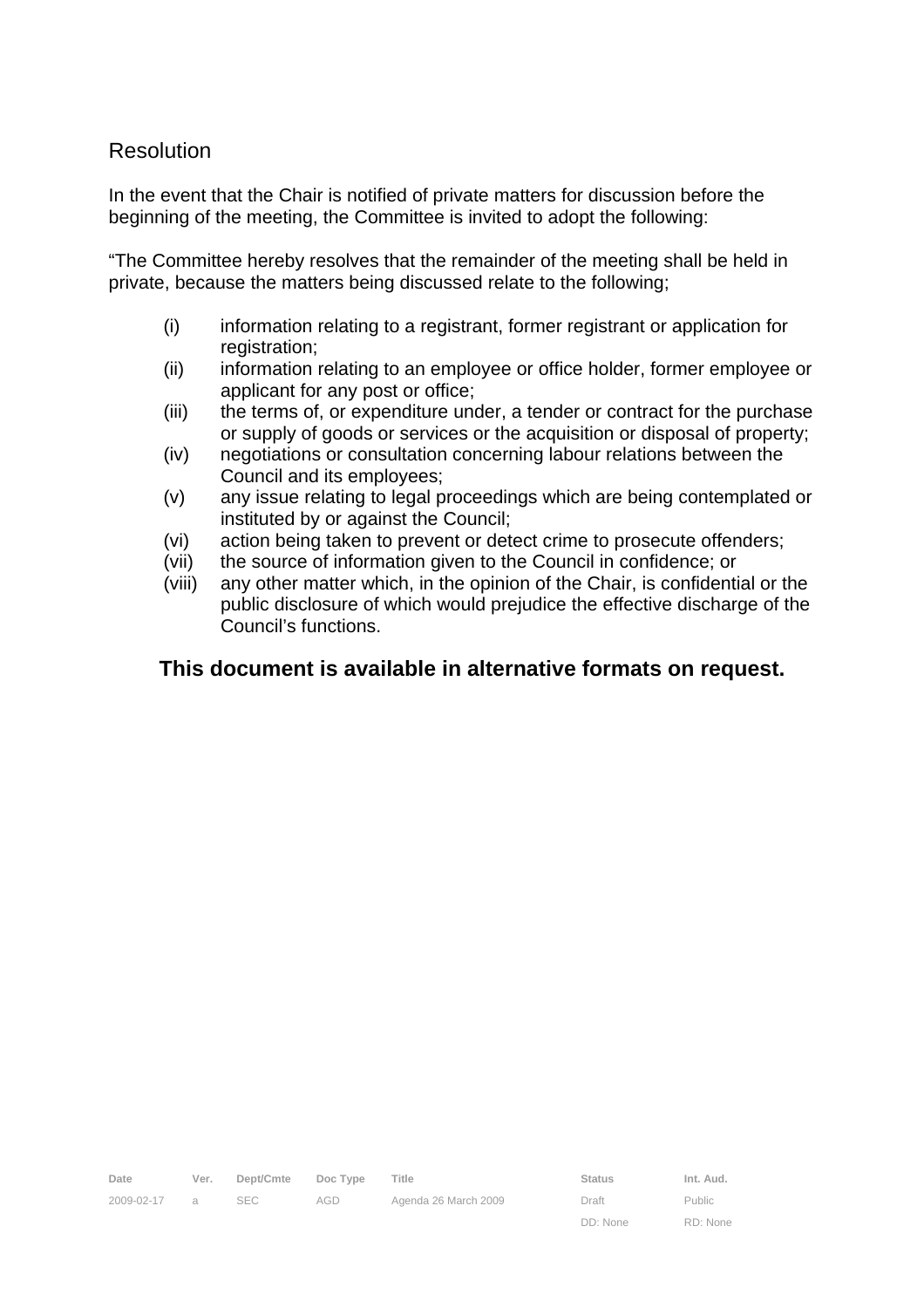## Resolution

In the event that the Chair is notified of private matters for discussion before the beginning of the meeting, the Committee is invited to adopt the following:

"The Committee hereby resolves that the remainder of the meeting shall be held in private, because the matters being discussed relate to the following;

- (i) information relating to a registrant, former registrant or application for registration;
- (ii) information relating to an employee or office holder, former employee or applicant for any post or office;
- (iii) the terms of, or expenditure under, a tender or contract for the purchase or supply of goods or services or the acquisition or disposal of property;
- (iv) negotiations or consultation concerning labour relations between the Council and its employees;
- (v) any issue relating to legal proceedings which are being contemplated or instituted by or against the Council;
- (vi) action being taken to prevent or detect crime to prosecute offenders;
- (vii) the source of information given to the Council in confidence; or
- (viii) any other matter which, in the opinion of the Chair, is confidential or the public disclosure of which would prejudice the effective discharge of the Council's functions.

**This document is available in alternative formats on request.**